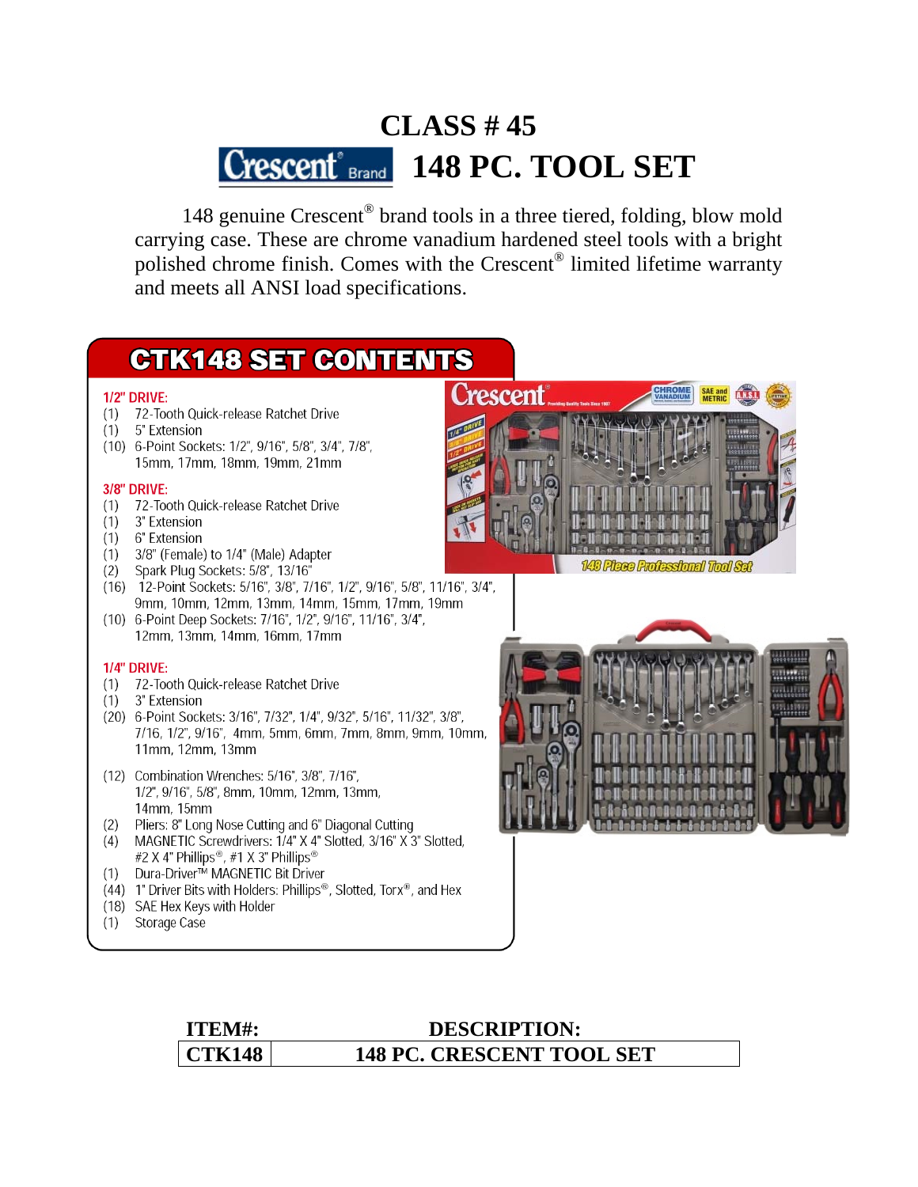# CLASS # 45

# Crescent® Brand 148 PC. TOOL SET

148 genuine Crescent® brand tools in a three tiered, folding, blow mold carrying case. These are chrome vanadium hardened steel tools with a bright polished chrome finish. Comes with the Crescent® limited lifetime warranty and meets all ANSI load specifications.

## CTK148 SET CONTENTS

**1/2" DRIVE:**

- (1) 72-Tooth Quick-release Ratchet Drive
- (1) 5" Extension
- (10) 6-Point Sockets: 1/2", 9/16", 5/8", 3/4", 7/8", 15mm, 17mm, 18mm, 19mm, 21mm

**3/8" DRIVE:**

- (1) 72-Tooth Quick-release Ratchet Drive
- (1) 3" Extension
- (1) 6" Extension
- (1) 3/8" (Female) to 1/4" (Male) Adapter
- (2) Spark Plug Sockets: 5/8", 13/16"
- (16) 12-Point Sockets: 5/16", 3/8", 7/16", 1/2", 9/16", 5/8", 11/16", 3/4", 9mm, 10mm, 12mm, 13mm, 14mm, 15mm, 17mm, 19mm
- (10) 6-Point Deep Sockets: 7/16", 1/2", 9/16", 11/16", 3/4", 12mm, 13mm, 14mm, 16mm, 17mm

**1/4" DRIVE:**

- (1) 72-Tooth Quick-release Ratchet Drive
- (1) 3" Extension
- (20) 6-Point Sockets: 3/16", 7/32", 1/4", 9/32", 5/16", 11/32", 3/8", 7/16, 1/2", 9/16", 4mm, 5mm, 6mm, 7mm, 8mm, 9mm, 10mm, 11mm, 12mm, 13mm

- (12) Combination Wrenches: 5/16", 3/8", 7/16", 1/2", 9/16", 5/8", 8mm, 10mm, 12mm, 13mm, 14mm, 15mm
- (2) Pliers: 8" Long Nose Cutting and 6" Diagonal Cutting
- (4) MAGNETIC Screwdrivers: 1/4" X 4" Slotted, 3/16" X 3" Slotted, #2 X 4" Phillips®, #1 X 3" Phillips®
- (1) Dura-Driver™ MAGNETIC Bit Driver
- (44) 1" Driver Bits with Holders: Phillips®, Slotted, Torx®, and Hex
- (18) SAE Hex Keys with Holder
- (1) Storage Case

| ITEM#: | DESCRIPTION: |
|---|---|
| CTK148 | 148 PC. CRESCENT TOOL SET |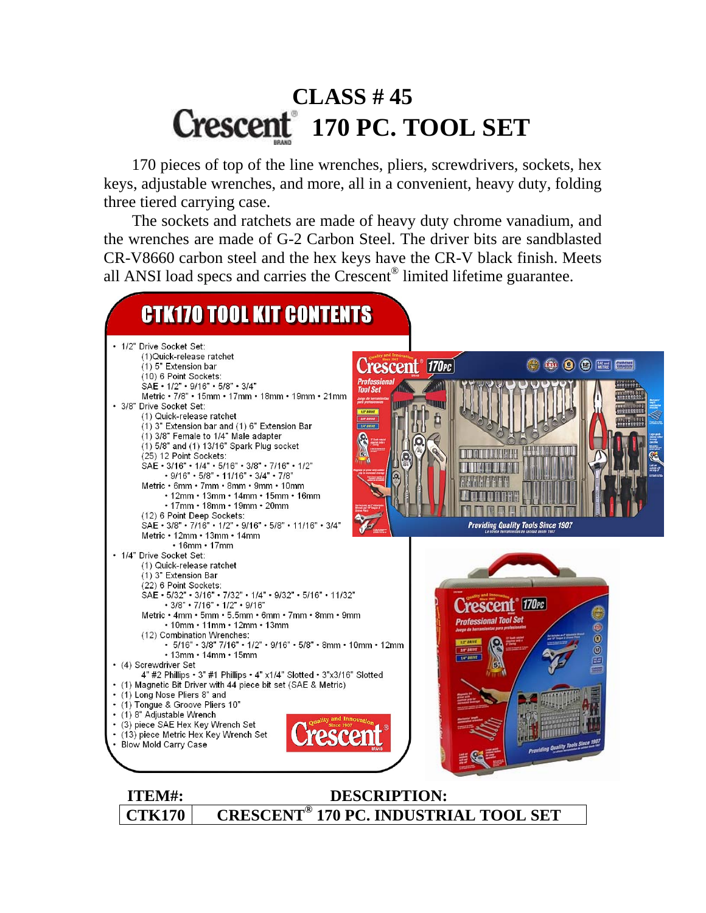# CLASS # 45

# Crescent® 170 PC. TOOL SET

170 pieces of top of the line wrenches, pliers, screwdrivers, sockets, hex keys, adjustable wrenches, and more, all in a convenient, heavy duty, folding three tiered carrying case.

The sockets and ratchets are made of heavy duty chrome vanadium, and the wrenches are made of G-2 Carbon Steel. The driver bits are sandblasted CR-V8660 carbon steel and the hex keys have the CR-V black finish. Meets all ANSI load specs and carries the Crescent® limited lifetime guarantee.

## CTK170 TOOL KIT CONTENTS

- 1/2" Drive Socket Set:
  - (1)Quick-release ratchet
  - (1) 5" Extension bar
  - (10) 6 Point Sockets:
    - SAE • 1/2" • 9/16" • 5/8" • 3/4"
    - Metric • 7/8" • 15mm • 17mm • 18mm • 19mm • 21mm
- 3/8" Drive Socket Set:
  - (1) Quick-release ratchet
  - (1) 3" Extension bar and (1) 6" Extension Bar
  - (1) 3/8" Female to 1/4" Male adapter
  - (1) 5/8" and (1) 13/16" Spark Plug socket
  - (25) 12 Point Sockets:
    - SAE • 3/16" • 1/4" • 5/16" • 3/8" • 7/16" • 1/2" • 9/16" • 5/8" • 11/16" • 3/4" • 7/8"
    - Metric • 6mm • 7mm • 8mm • 9mm • 10mm • 12mm • 13mm • 14mm • 15mm • 16mm • 17mm • 18mm • 19mm • 20mm
  - (12) 6 Point Deep Sockets:
    - SAE • 3/8" • 7/16" • 1/2" • 9/16" • 5/8" • 11/16" • 3/4"
    - Metric • 12mm • 13mm • 14mm • 16mm • 17mm
- 1/4" Drive Socket Set:
  - (1) Quick-release ratchet
  - (1) 3" Extension Bar
  - (22) 6 Point Sockets:
    - SAE • 5/32" • 3/16" • 7/32" • 1/4" • 9/32" • 5/16" • 11/32" • 3/8" • 7/16" • 1/2" • 9/16"
    - Metric • 4mm • 5mm • 5.5mm • 6mm • 7mm • 8mm • 9mm • 10mm • 11mm • 12mm • 13mm
  - (12) Combination Wrenches:
    - 5/16" • 3/8" 7/16" • 1/2" • 9/16" • 5/8" • 8mm • 10mm • 12mm • 13mm • 14mm • 15mm
- (4) Screwdriver Set
  - 4" #2 Phillips • 3" #1 Phillips • 4" x1/4" Slotted • 3"x3/16" Slotted
- (1) Magnetic Bit Driver with 44 piece bit set (SAE & Metric)
- (1) Long Nose Pliers 8" and
- (1) Tongue & Groove Pliers 10"
- (1) 8" Adjustable Wrench
- (3) piece SAE Hex Key Wrench Set
- (13) piece Metric Hex Key Wrench Set
- Blow Mold Carry Case

| ITEM#: | DESCRIPTION: |
|---|---|
| CTK170 | CRESCENT® 170 PC. INDUSTRIAL TOOL SET |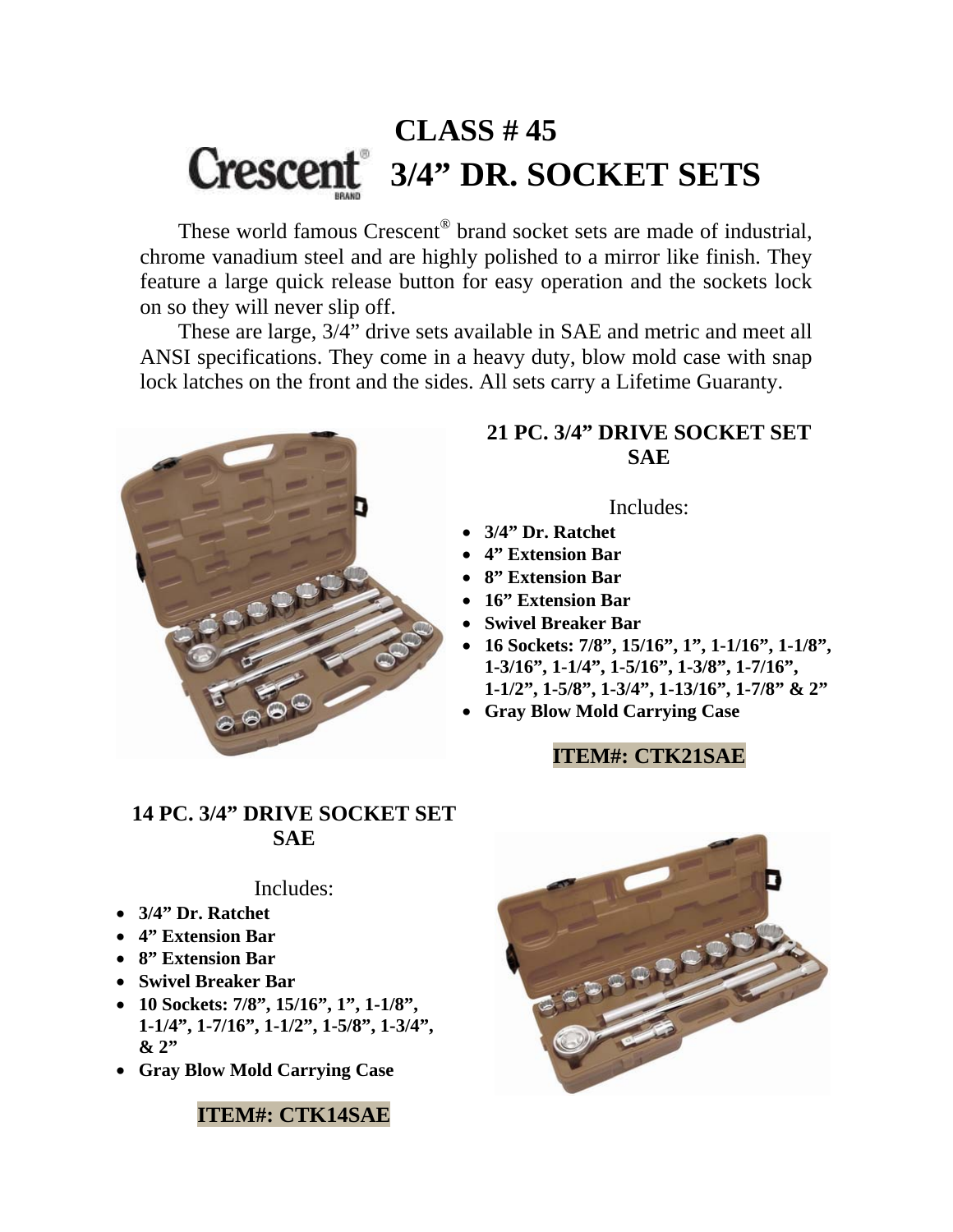# CLASS # 45
# Crescent® 3/4" DR. SOCKET SETS

These world famous Crescent® brand socket sets are made of industrial, chrome vanadium steel and are highly polished to a mirror like finish. They feature a large quick release button for easy operation and the sockets lock on so they will never slip off.

These are large, 3/4" drive sets available in SAE and metric and meet all ANSI specifications. They come in a heavy duty, blow mold case with snap lock latches on the front and the sides. All sets carry a Lifetime Guaranty.

## 21 PC. 3/4" DRIVE SOCKET SET SAE

Includes:

- **3/4" Dr. Ratchet**
- **4" Extension Bar**
- **8" Extension Bar**
- **16" Extension Bar**
- **Swivel Breaker Bar**
- **16 Sockets: 7/8", 15/16", 1", 1-1/16", 1-1/8", 1-3/16", 1-1/4", 1-5/16", 1-3/8", 1-7/16", 1-1/2", 1-5/8", 1-3/4", 1-13/16", 1-7/8" & 2"**
- **Gray Blow Mold Carrying Case**

**ITEM#: CTK21SAE**

## 14 PC. 3/4" DRIVE SOCKET SET SAE

Includes:

- **3/4" Dr. Ratchet**
- **4" Extension Bar**
- **8" Extension Bar**
- **Swivel Breaker Bar**
- **10 Sockets: 7/8", 15/16", 1", 1-1/8", 1-1/4", 1-7/16", 1-1/2", 1-5/8", 1-3/4", & 2"**
- **Gray Blow Mold Carrying Case**

**ITEM#: CTK14SAE**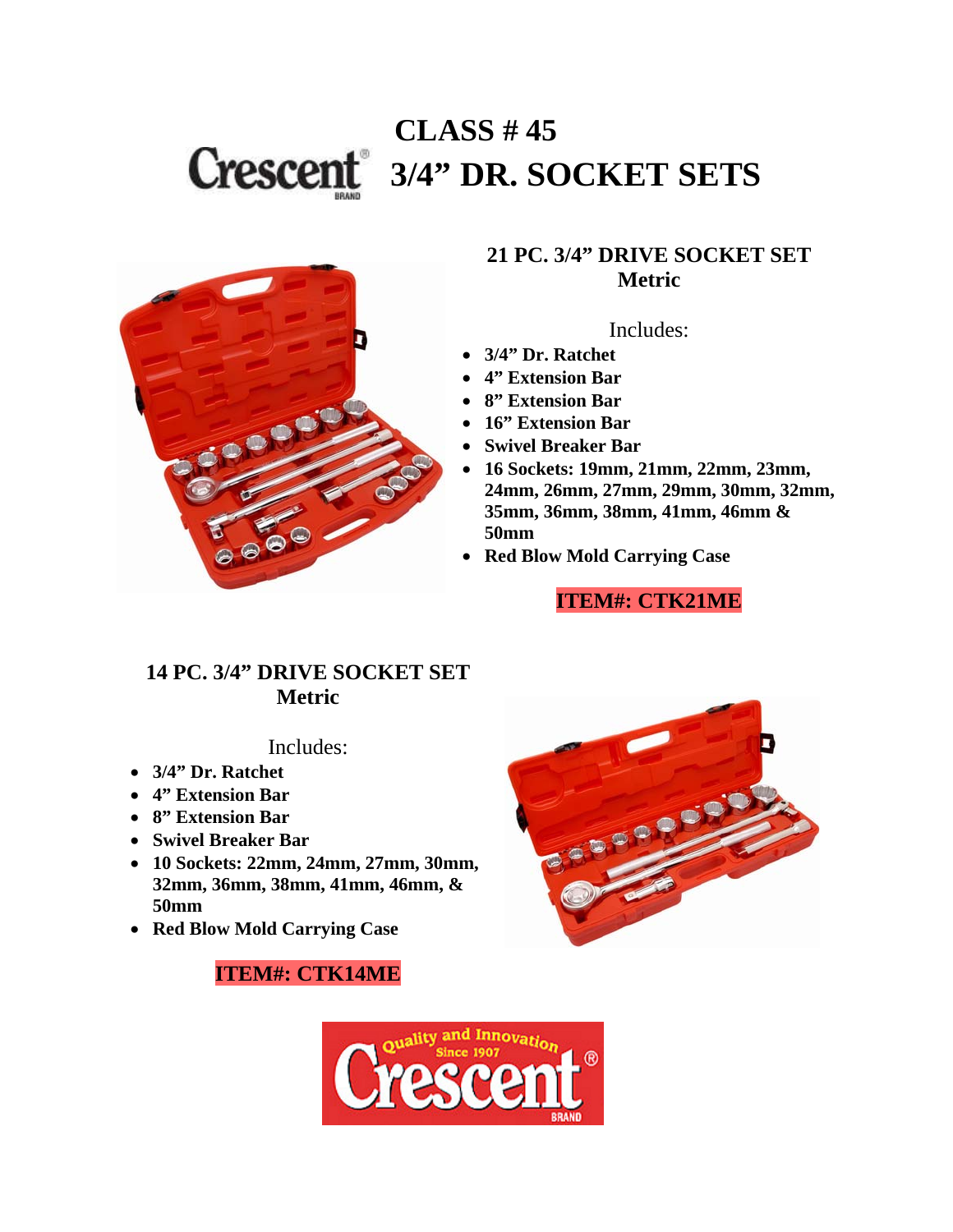# CLASS # 45
# 3/4" DR. SOCKET SETS

## 21 PC. 3/4" DRIVE SOCKET SET
## Metric

Includes:

- **3/4" Dr. Ratchet**
- **4" Extension Bar**
- **8" Extension Bar**
- **16" Extension Bar**
- **Swivel Breaker Bar**
- **16 Sockets: 19mm, 21mm, 22mm, 23mm, 24mm, 26mm, 27mm, 29mm, 30mm, 32mm, 35mm, 36mm, 38mm, 41mm, 46mm & 50mm**
- **Red Blow Mold Carrying Case**

**ITEM#: CTK21ME**

## 14 PC. 3/4" DRIVE SOCKET SET
## Metric

Includes:

- **3/4" Dr. Ratchet**
- **4" Extension Bar**
- **8" Extension Bar**
- **Swivel Breaker Bar**
- **10 Sockets: 22mm, 24mm, 27mm, 30mm, 32mm, 36mm, 38mm, 41mm, 46mm, & 50mm**
- **Red Blow Mold Carrying Case**

**ITEM#: CTK14ME**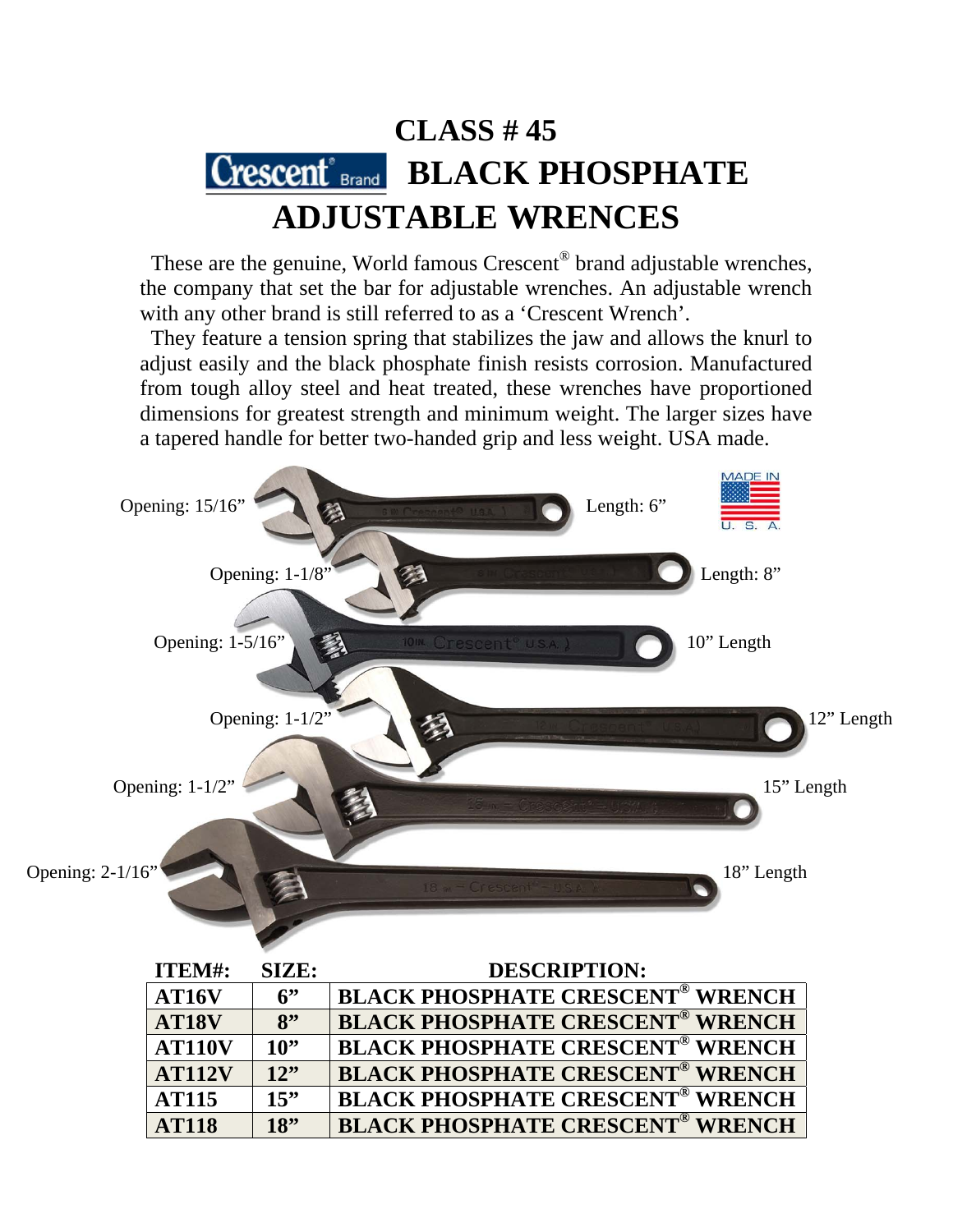# CLASS # 45

# Crescent® Brand BLACK PHOSPHATE ADJUSTABLE WRENCES

These are the genuine, World famous Crescent® brand adjustable wrenches, the company that set the bar for adjustable wrenches. An adjustable wrench with any other brand is still referred to as a 'Crescent Wrench'.

They feature a tension spring that stabilizes the jaw and allows the knurl to adjust easily and the black phosphate finish resists corrosion. Manufactured from tough alloy steel and heat treated, these wrenches have proportioned dimensions for greatest strength and minimum weight. The larger sizes have a tapered handle for better two-handed grip and less weight. USA made.

Opening: 15/16" Length: 6"

MADE IN U. S. A.

Opening: 1-1/8" Length: 8"

Opening: 1-5/16" 10" Length

Opening: 1-1/2" 12" Length

Opening: 1-1/2" 15" Length

Opening: 2-1/16" 18" Length

| ITEM#: | SIZE: | DESCRIPTION: |
|---|---|---|
| **AT16V** | **6"** | **BLACK PHOSPHATE CRESCENT® WRENCH** |
| **AT18V** | **8"** | **BLACK PHOSPHATE CRESCENT® WRENCH** |
| **AT110V** | **10"** | **BLACK PHOSPHATE CRESCENT® WRENCH** |
| **AT112V** | **12"** | **BLACK PHOSPHATE CRESCENT® WRENCH** |
| **AT115** | **15"** | **BLACK PHOSPHATE CRESCENT® WRENCH** |
| **AT118** | **18"** | **BLACK PHOSPHATE CRESCENT® WRENCH** |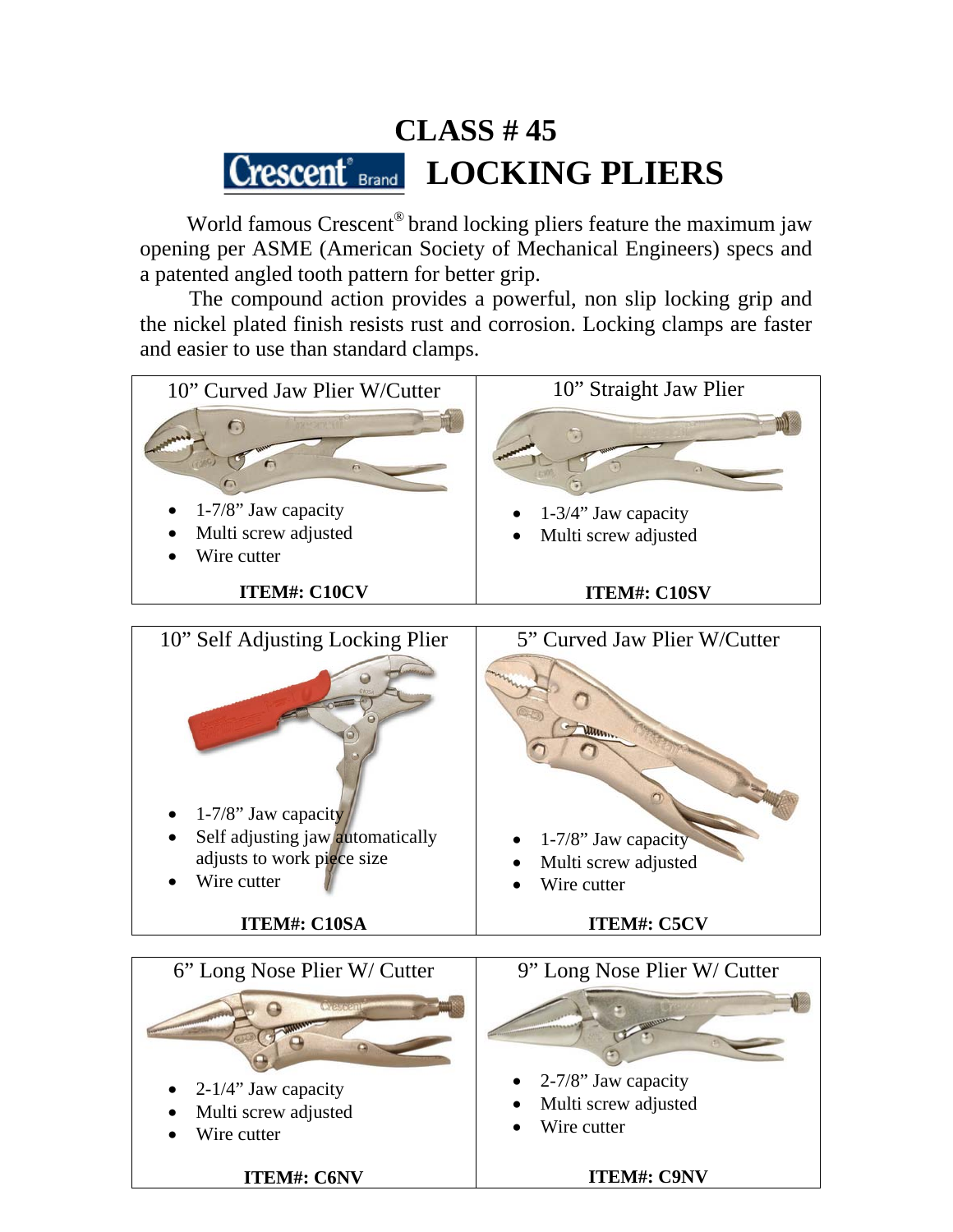# CLASS # 45

# Crescent® Brand LOCKING PLIERS

World famous Crescent® brand locking pliers feature the maximum jaw opening per ASME (American Society of Mechanical Engineers) specs and a patented angled tooth pattern for better grip.

The compound action provides a powerful, non slip locking grip and the nickel plated finish resists rust and corrosion. Locking clamps are faster and easier to use than standard clamps.

| 10" Curved Jaw Plier W/Cutter | 10" Straight Jaw Plier |
|---|---|
| • 1-7/8" Jaw capacity<br>• Multi screw adjusted<br>• Wire cutter | • 1-3/4" Jaw capacity<br>• Multi screw adjusted |
| **ITEM#: C10CV** | **ITEM#: C10SV** |

| 10" Self Adjusting Locking Plier | 5" Curved Jaw Plier W/Cutter |
|---|---|
| • 1-7/8" Jaw capacity<br>• Self adjusting jaw automatically adjusts to work piece size<br>• Wire cutter | • 1-7/8" Jaw capacity<br>• Multi screw adjusted<br>• Wire cutter |
| **ITEM#: C10SA** | **ITEM#: C5CV** |

| 6" Long Nose Plier W/ Cutter | 9" Long Nose Plier W/ Cutter |
|---|---|
| • 2-1/4" Jaw capacity<br>• Multi screw adjusted<br>• Wire cutter | • 2-7/8" Jaw capacity<br>• Multi screw adjusted<br>• Wire cutter |
| **ITEM#: C6NV** | **ITEM#: C9NV** |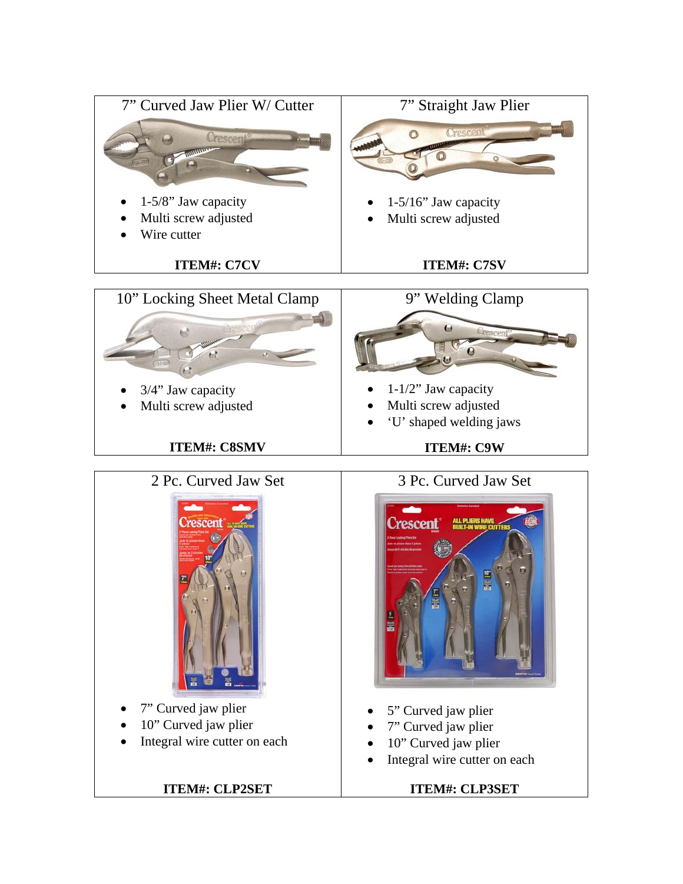| 7" Curved Jaw Plier W/ Cutter | 7" Straight Jaw Plier |
| --- | --- |
| • 1-5/8" Jaw capacity<br>• Multi screw adjusted<br>• Wire cutter<br><br>**ITEM#: C7CV** | • 1-5/16" Jaw capacity<br>• Multi screw adjusted<br><br>**ITEM#: C7SV** |

| 10" Locking Sheet Metal Clamp | 9" Welding Clamp |
| --- | --- |
| • 3/4" Jaw capacity<br>• Multi screw adjusted<br><br>**ITEM#: C8SMV** | • 1-1/2" Jaw capacity<br>• Multi screw adjusted<br>• 'U' shaped welding jaws<br><br>**ITEM#: C9W** |

| 2 Pc. Curved Jaw Set | 3 Pc. Curved Jaw Set |
| --- | --- |
| • 7" Curved jaw plier<br>• 10" Curved jaw plier<br>• Integral wire cutter on each<br><br>**ITEM#: CLP2SET** | • 5" Curved jaw plier<br>• 7" Curved jaw plier<br>• 10" Curved jaw plier<br>• Integral wire cutter on each<br><br>**ITEM#: CLP3SET** |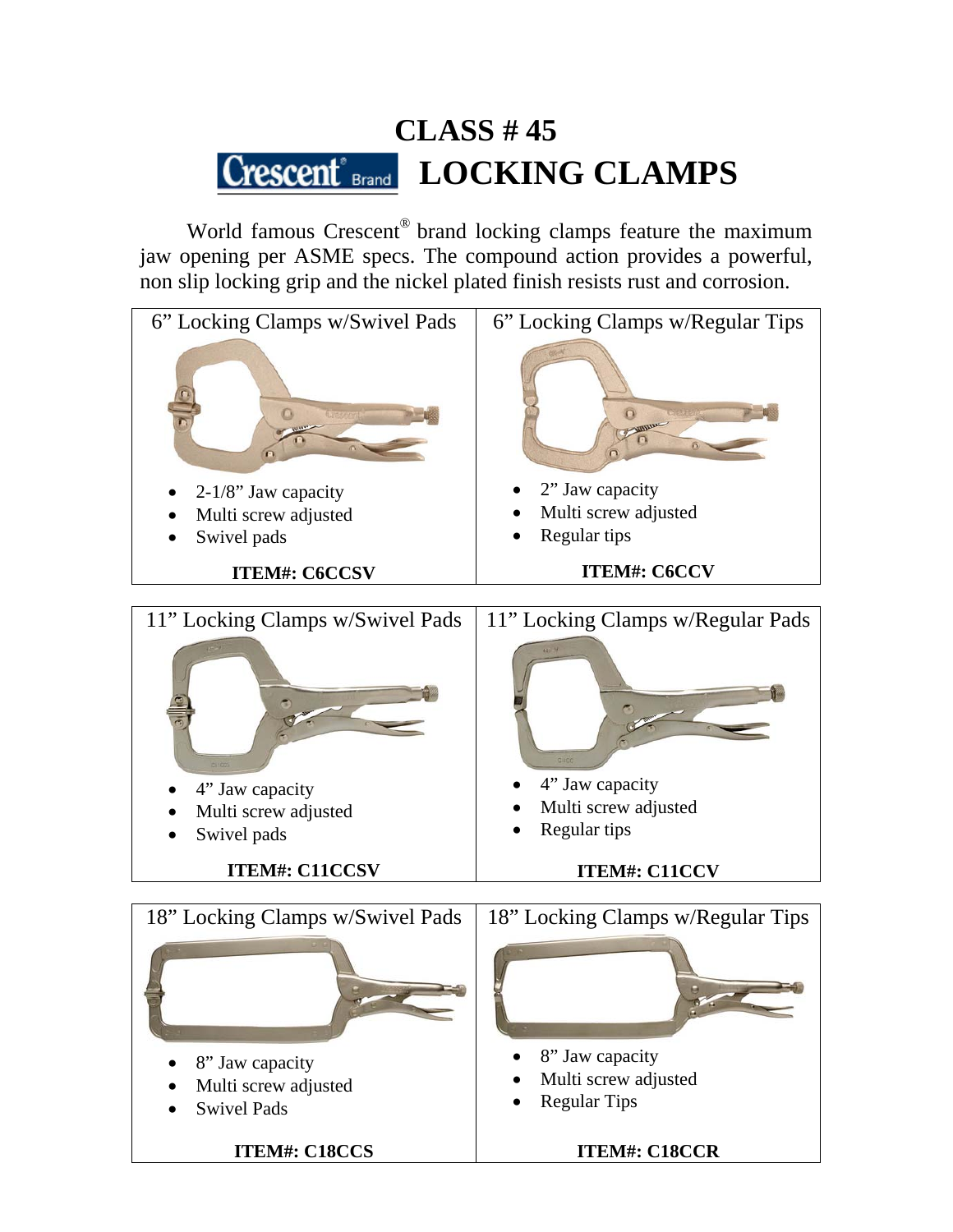# CLASS # 45

# Crescent® Brand LOCKING CLAMPS

World famous Crescent® brand locking clamps feature the maximum jaw opening per ASME specs. The compound action provides a powerful, non slip locking grip and the nickel plated finish resists rust and corrosion.

| 6" Locking Clamps w/Swivel Pads | 6" Locking Clamps w/Regular Tips |
|---|---|
| • 2-1/8" Jaw capacity<br>• Multi screw adjusted<br>• Swivel pads | • 2" Jaw capacity<br>• Multi screw adjusted<br>• Regular tips |
| **ITEM#: C6CCSV** | **ITEM#: C6CCV** |

| 11" Locking Clamps w/Swivel Pads | 11" Locking Clamps w/Regular Pads |
|---|---|
| • 4" Jaw capacity<br>• Multi screw adjusted<br>• Swivel pads | • 4" Jaw capacity<br>• Multi screw adjusted<br>• Regular tips |
| **ITEM#: C11CCSV** | **ITEM#: C11CCV** |

| 18" Locking Clamps w/Swivel Pads | 18" Locking Clamps w/Regular Tips |
|---|---|
| • 8" Jaw capacity<br>• Multi screw adjusted<br>• Swivel Pads | • 8" Jaw capacity<br>• Multi screw adjusted<br>• Regular Tips |
| **ITEM#: C18CCS** | **ITEM#: C18CCR** |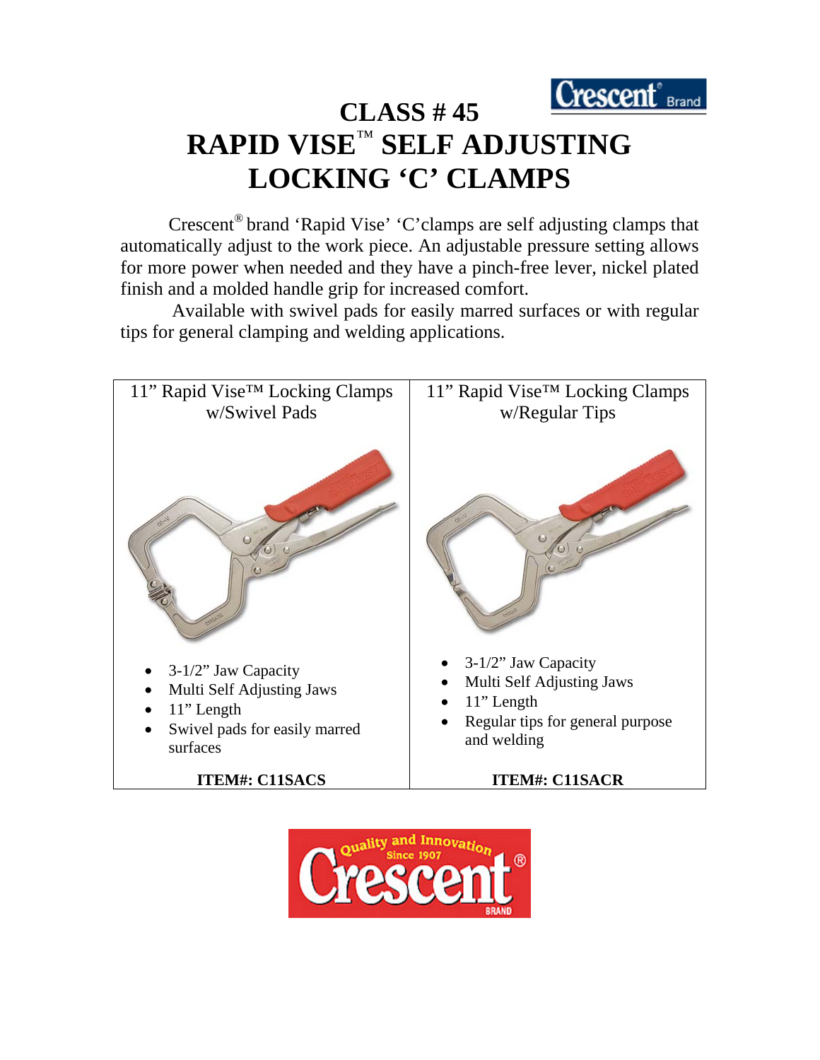# CLASS # 45

# RAPID VISE™ SELF ADJUSTING LOCKING 'C' CLAMPS

Crescent® brand 'Rapid Vise' 'C'clamps are self adjusting clamps that automatically adjust to the work piece. An adjustable pressure setting allows for more power when needed and they have a pinch-free lever, nickel plated finish and a molded handle grip for increased comfort.

Available with swivel pads for easily marred surfaces or with regular tips for general clamping and welding applications.

| 11" Rapid Vise™ Locking Clamps w/Swivel Pads | 11" Rapid Vise™ Locking Clamps w/Regular Tips |
|---|---|
| • 3-1/2" Jaw Capacity<br>• Multi Self Adjusting Jaws<br>• 11" Length<br>• Swivel pads for easily marred surfaces | • 3-1/2" Jaw Capacity<br>• Multi Self Adjusting Jaws<br>• 11" Length<br>• Regular tips for general purpose and welding |
| **ITEM#: C11SACS** | **ITEM#: C11SACR** |

Quality and Innovation Since 1907 Crescent® BRAND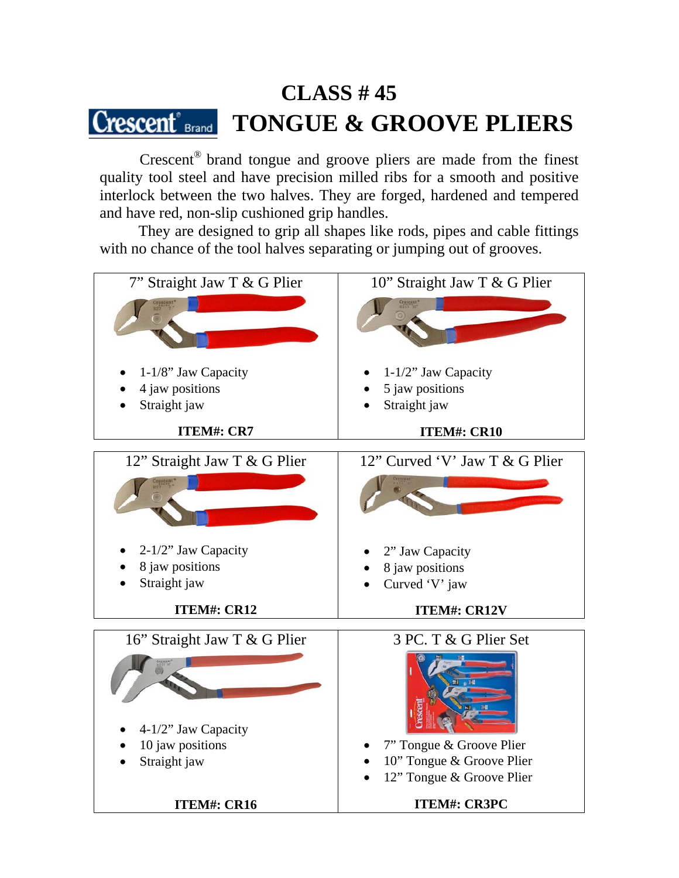# CLASS # 45

# TONGUE & GROOVE PLIERS

Crescent® brand tongue and groove pliers are made from the finest quality tool steel and have precision milled ribs for a smooth and positive interlock between the two halves. They are forged, hardened and tempered and have red, non-slip cushioned grip handles.

They are designed to grip all shapes like rods, pipes and cable fittings with no chance of the tool halves separating or jumping out of grooves.

| 7" Straight Jaw T & G Plier | 10" Straight Jaw T & G Plier |
|---|---|
| • 1-1/8" Jaw Capacity<br>• 4 jaw positions<br>• Straight jaw | • 1-1/2" Jaw Capacity<br>• 5 jaw positions<br>• Straight jaw |
| **ITEM#: CR7** | **ITEM#: CR10** |

| 12" Straight Jaw T & G Plier | 12" Curved 'V' Jaw T & G Plier |
|---|---|
| • 2-1/2" Jaw Capacity<br>• 8 jaw positions<br>• Straight jaw | • 2" Jaw Capacity<br>• 8 jaw positions<br>• Curved 'V' jaw |
| **ITEM#: CR12** | **ITEM#: CR12V** |

| 16" Straight Jaw T & G Plier | 3 PC. T & G Plier Set |
|---|---|
| • 4-1/2" Jaw Capacity<br>• 10 jaw positions<br>• Straight jaw | • 7" Tongue & Groove Plier<br>• 10" Tongue & Groove Plier<br>• 12" Tongue & Groove Plier |
| **ITEM#: CR16** | **ITEM#: CR3PC** |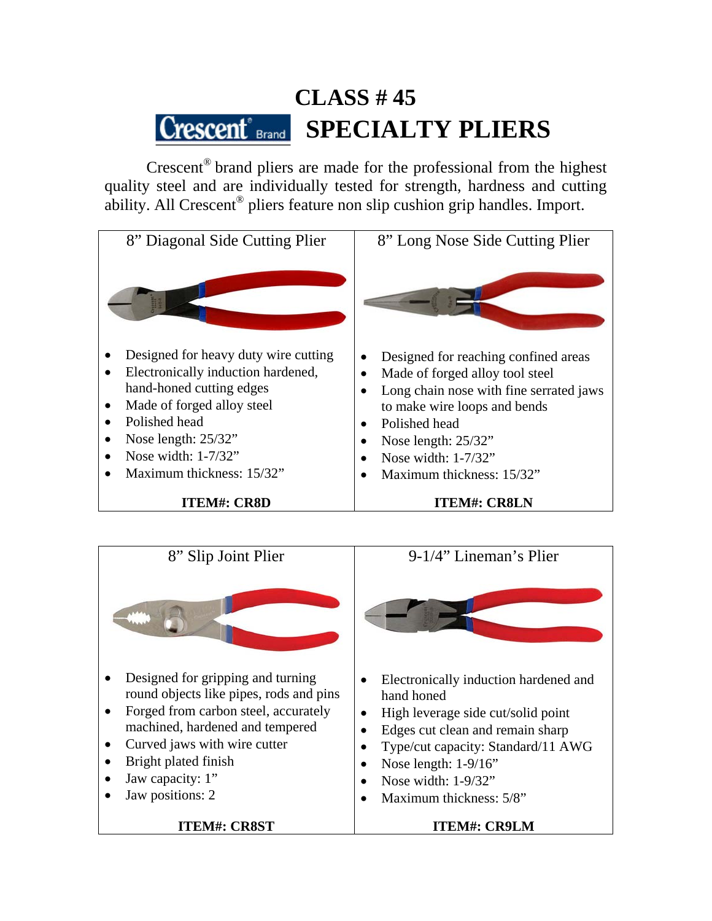# CLASS # 45

# SPECIALTY PLIERS

Crescent® brand pliers are made for the professional from the highest quality steel and are individually tested for strength, hardness and cutting ability. All Crescent® pliers feature non slip cushion grip handles. Import.

| 8" Diagonal Side Cutting Plier | 8" Long Nose Side Cutting Plier |
|---|---|
| • Designed for heavy duty wire cutting<br>• Electronically induction hardened, hand-honed cutting edges<br>• Made of forged alloy steel<br>• Polished head<br>• Nose length: 25/32"<br>• Nose width: 1-7/32"<br>• Maximum thickness: 15/32" | • Designed for reaching confined areas<br>• Made of forged alloy tool steel<br>• Long chain nose with fine serrated jaws to make wire loops and bends<br>• Polished head<br>• Nose length: 25/32"<br>• Nose width: 1-7/32"<br>• Maximum thickness: 15/32" |
| **ITEM#: CR8D** | **ITEM#: CR8LN** |

| 8" Slip Joint Plier | 9-1/4" Lineman's Plier |
|---|---|
| • Designed for gripping and turning round objects like pipes, rods and pins<br>• Forged from carbon steel, accurately machined, hardened and tempered<br>• Curved jaws with wire cutter<br>• Bright plated finish<br>• Jaw capacity: 1"<br>• Jaw positions: 2 | • Electronically induction hardened and hand honed<br>• High leverage side cut/solid point<br>• Edges cut clean and remain sharp<br>• Type/cut capacity: Standard/11 AWG<br>• Nose length: 1-9/16"<br>• Nose width: 1-9/32"<br>• Maximum thickness: 5/8" |
| **ITEM#: CR8ST** | **ITEM#: CR9LM** |